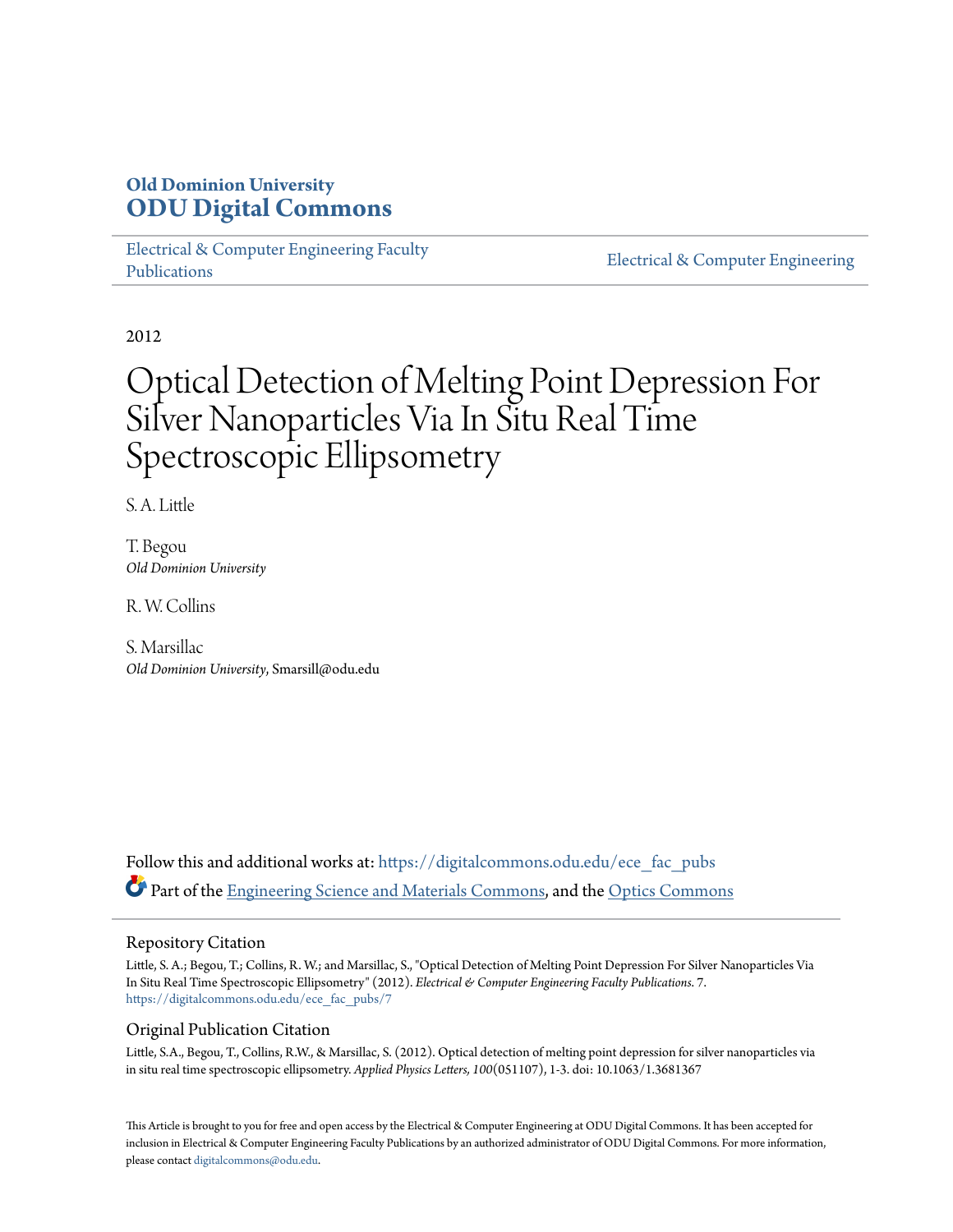**Old Dominion University**
**ODU Digital Commons**

Electrical & Computer Engineering Faculty Publications | Electrical & Computer Engineering

2012

# Optical Detection of Melting Point Depression For Silver Nanoparticles Via In Situ Real Time Spectroscopic Ellipsometry

S. A. Little

T. Begou
*Old Dominion University*

R. W. Collins

S. Marsillac
*Old Dominion University*, Smarsill@odu.edu

Follow this and additional works at: https://digitalcommons.odu.edu/ece_fac_pubs

Part of the Engineering Science and Materials Commons, and the Optics Commons

## Repository Citation

Little, S. A.; Begou, T.; Collins, R. W.; and Marsillac, S., "Optical Detection of Melting Point Depression For Silver Nanoparticles Via In Situ Real Time Spectroscopic Ellipsometry" (2012). *Electrical & Computer Engineering Faculty Publications*. 7.
https://digitalcommons.odu.edu/ece_fac_pubs/7

## Original Publication Citation

Little, S.A., Begou, T., Collins, R.W., & Marsillac, S. (2012). Optical detection of melting point depression for silver nanoparticles via in situ real time spectroscopic ellipsometry. *Applied Physics Letters, 100*(051107), 1-3. doi: 10.1063/1.3681367

This Article is brought to you for free and open access by the Electrical & Computer Engineering at ODU Digital Commons. It has been accepted for inclusion in Electrical & Computer Engineering Faculty Publications by an authorized administrator of ODU Digital Commons. For more information, please contact digitalcommons@odu.edu.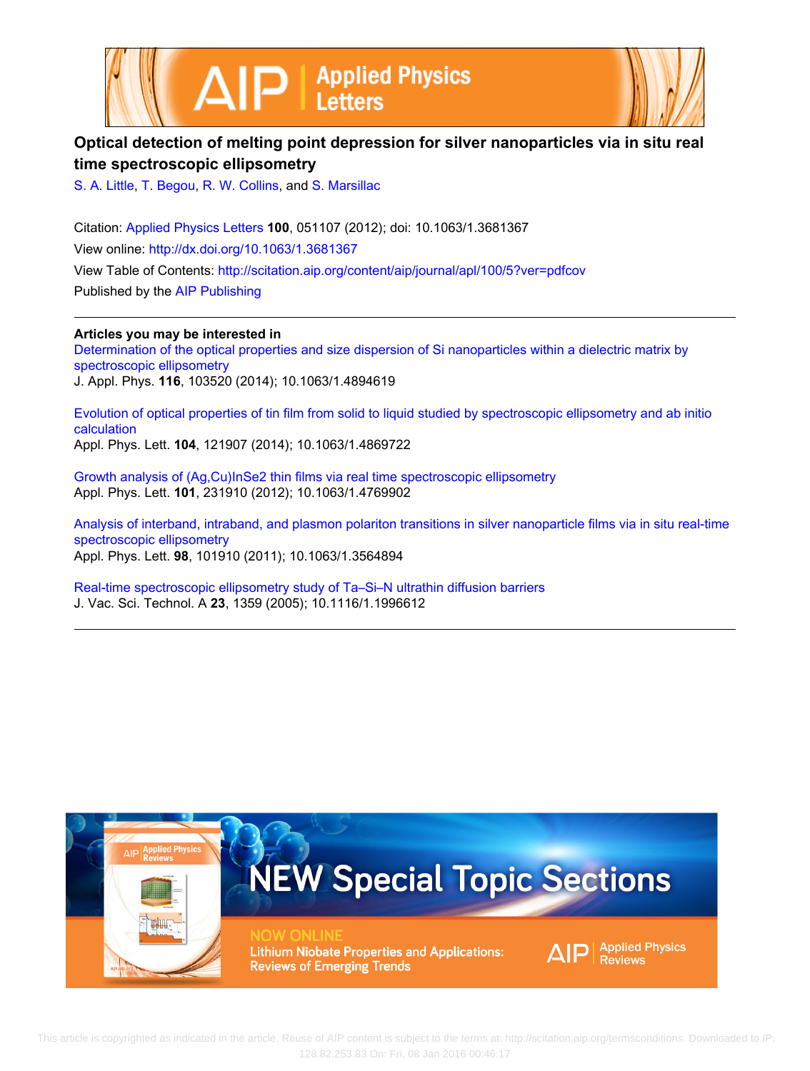# Optical detection of melting point depression for silver nanoparticles via in situ real time spectroscopic ellipsometry

S. A. Little, T. Begou, R. W. Collins, and S. Marsillac

Citation: Applied Physics Letters **100**, 051107 (2012); doi: 10.1063/1.3681367

View online: http://dx.doi.org/10.1063/1.3681367

View Table of Contents: http://scitation.aip.org/content/aip/journal/apl/100/5?ver=pdfcov

Published by the AIP Publishing

## Articles you may be interested in

Determination of the optical properties and size dispersion of Si nanoparticles within a dielectric matrix by spectroscopic ellipsometry

J. Appl. Phys. **116**, 103520 (2014); 10.1063/1.4894619

Evolution of optical properties of tin film from solid to liquid studied by spectroscopic ellipsometry and ab initio calculation

Appl. Phys. Lett. **104**, 121907 (2014); 10.1063/1.4869722

Growth analysis of (Ag,Cu)InSe2 thin films via real time spectroscopic ellipsometry

Appl. Phys. Lett. **101**, 231910 (2012); 10.1063/1.4769902

Analysis of interband, intraband, and plasmon polariton transitions in silver nanoparticle films via in situ real-time spectroscopic ellipsometry

Appl. Phys. Lett. **98**, 101910 (2011); 10.1063/1.3564894

Real-time spectroscopic ellipsometry study of Ta–Si–N ultrathin diffusion barriers

J. Vac. Sci. Technol. A **23**, 1359 (2005); 10.1116/1.1996612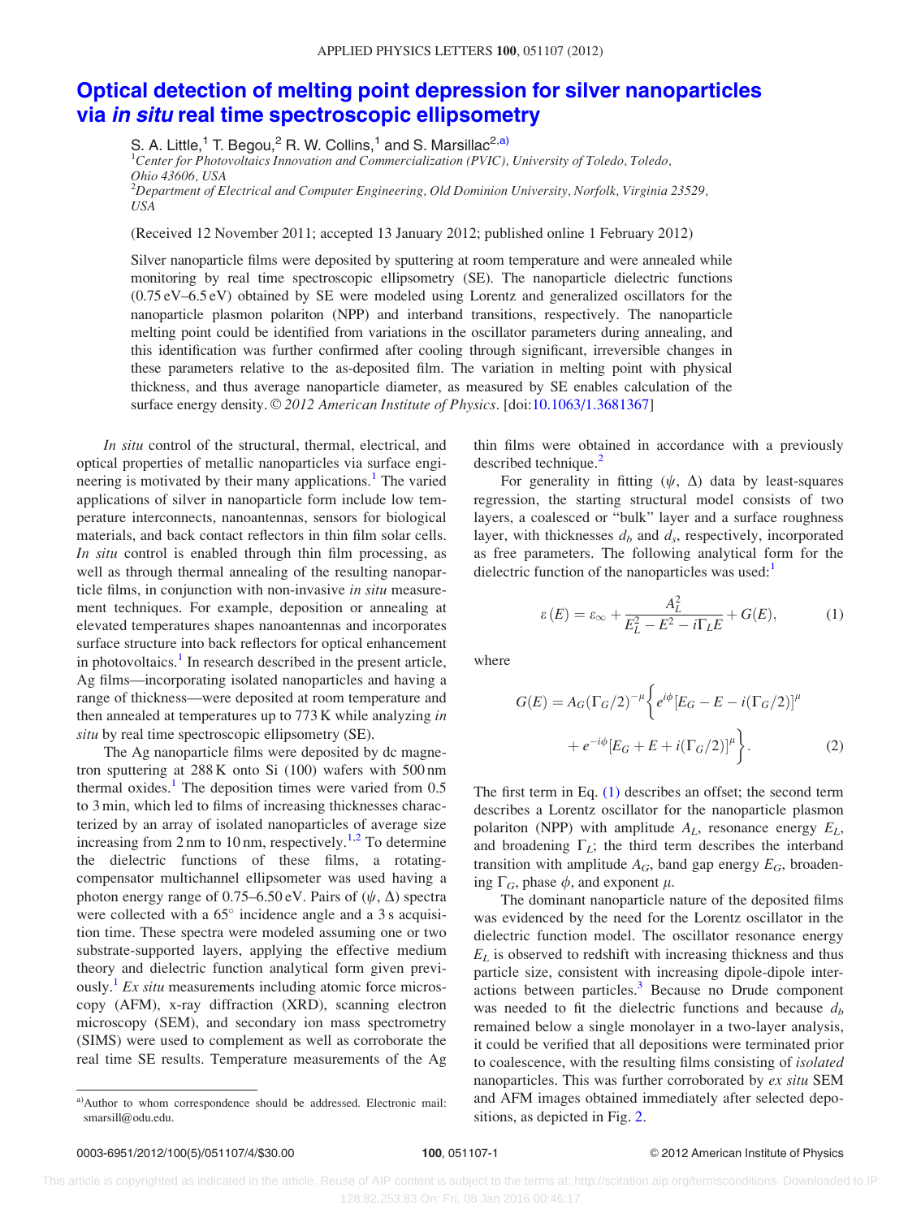# Optical detection of melting point depression for silver nanoparticles via *in situ* real time spectroscopic ellipsometry

S. A. Little,[1] T. Begou,[2] R. W. Collins,[1] and S. Marsillac[2,a)]

[1]Center for Photovoltaics Innovation and Commercialization (PVIC), University of Toledo, Toledo, Ohio 43606, USA
[2]Department of Electrical and Computer Engineering, Old Dominion University, Norfolk, Virginia 23529, USA

(Received 12 November 2011; accepted 13 January 2012; published online 1 February 2012)

Silver nanoparticle films were deposited by sputtering at room temperature and were annealed while monitoring by real time spectroscopic ellipsometry (SE). The nanoparticle dielectric functions (0.75 eV–6.5 eV) obtained by SE were modeled using Lorentz and generalized oscillators for the nanoparticle plasmon polariton (NPP) and interband transitions, respectively. The nanoparticle melting point could be identified from variations in the oscillator parameters during annealing, and this identification was further confirmed after cooling through significant, irreversible changes in these parameters relative to the as-deposited film. The variation in melting point with physical thickness, and thus average nanoparticle diameter, as measured by SE enables calculation of the surface energy density. © *2012 American Institute of Physics*. [doi:10.1063/1.3681367]

*In situ* control of the structural, thermal, electrical, and optical properties of metallic nanoparticles via surface engineering is motivated by their many applications.[1] The varied applications of silver in nanoparticle form include low temperature interconnects, nanoantennas, sensors for biological materials, and back contact reflectors in thin film solar cells. *In situ* control is enabled through thin film processing, as well as through thermal annealing of the resulting nanoparticle films, in conjunction with non-invasive *in situ* measurement techniques. For example, deposition or annealing at elevated temperatures shapes nanoantennas and incorporates surface structure into back reflectors for optical enhancement in photovoltaics.[1] In research described in the present article, Ag films—incorporating isolated nanoparticles and having a range of thickness—were deposited at room temperature and then annealed at temperatures up to 773 K while analyzing *in situ* by real time spectroscopic ellipsometry (SE).

The Ag nanoparticle films were deposited by dc magnetron sputtering at 288 K onto Si (100) wafers with 500 nm thermal oxides.[1] The deposition times were varied from 0.5 to 3 min, which led to films of increasing thicknesses characterized by an array of isolated nanoparticles of average size increasing from 2 nm to 10 nm, respectively.[1,2] To determine the dielectric functions of these films, a rotating-compensator multichannel ellipsometer was used having a photon energy range of 0.75–6.50 eV. Pairs of $(\psi, \Delta)$ spectra were collected with a 65° incidence angle and a 3 s acquisition time. These spectra were modeled assuming one or two substrate-supported layers, applying the effective medium theory and dielectric function analytical form given previously.[1] *Ex situ* measurements including atomic force microscopy (AFM), x-ray diffraction (XRD), scanning electron microscopy (SEM), and secondary ion mass spectrometry (SIMS) were used to complement as well as corroborate the real time SE results. Temperature measurements of the Ag thin films were obtained in accordance with a previously described technique.[2]

For generality in fitting $(\psi, \Delta)$ data by least-squares regression, the starting structural model consists of two layers, a coalesced or "bulk" layer and a surface roughness layer, with thicknesses $d_b$ and $d_s$, respectively, incorporated as free parameters. The following analytical form for the dielectric function of the nanoparticles was used:[1]

$$\varepsilon(E) = \varepsilon_\infty + \frac{A_L^2}{E_L^2 - E^2 - i\Gamma_L E} + G(E), \tag{1}$$

where

$$G(E) = A_G(\Gamma_G/2)^{-\mu}\left\{ e^{i\phi}[E_G - E - i(\Gamma_G/2)]^{\mu} + e^{-i\phi}[E_G + E + i(\Gamma_G/2)]^{\mu} \right\}. \tag{2}$$

The first term in Eq. (1) describes an offset; the second term describes a Lorentz oscillator for the nanoparticle plasmon polariton (NPP) with amplitude $A_L$, resonance energy $E_L$, and broadening $\Gamma_L$; the third term describes the interband transition with amplitude $A_G$, band gap energy $E_G$, broadening $\Gamma_G$, phase $\phi$, and exponent $\mu$.

The dominant nanoparticle nature of the deposited films was evidenced by the need for the Lorentz oscillator in the dielectric function model. The oscillator resonance energy $E_L$ is observed to redshift with increasing thickness and thus particle size, consistent with increasing dipole-dipole interactions between particles.[3] Because no Drude component was needed to fit the dielectric functions and because $d_b$ remained below a single monolayer in a two-layer analysis, it could be verified that all depositions were terminated prior to coalescence, with the resulting films consisting of *isolated* nanoparticles. This was further corroborated by *ex situ* SEM and AFM images obtained immediately after selected depositions, as depicted in Fig. 2.

[a)]Author to whom correspondence should be addressed. Electronic mail: smarsill@odu.edu.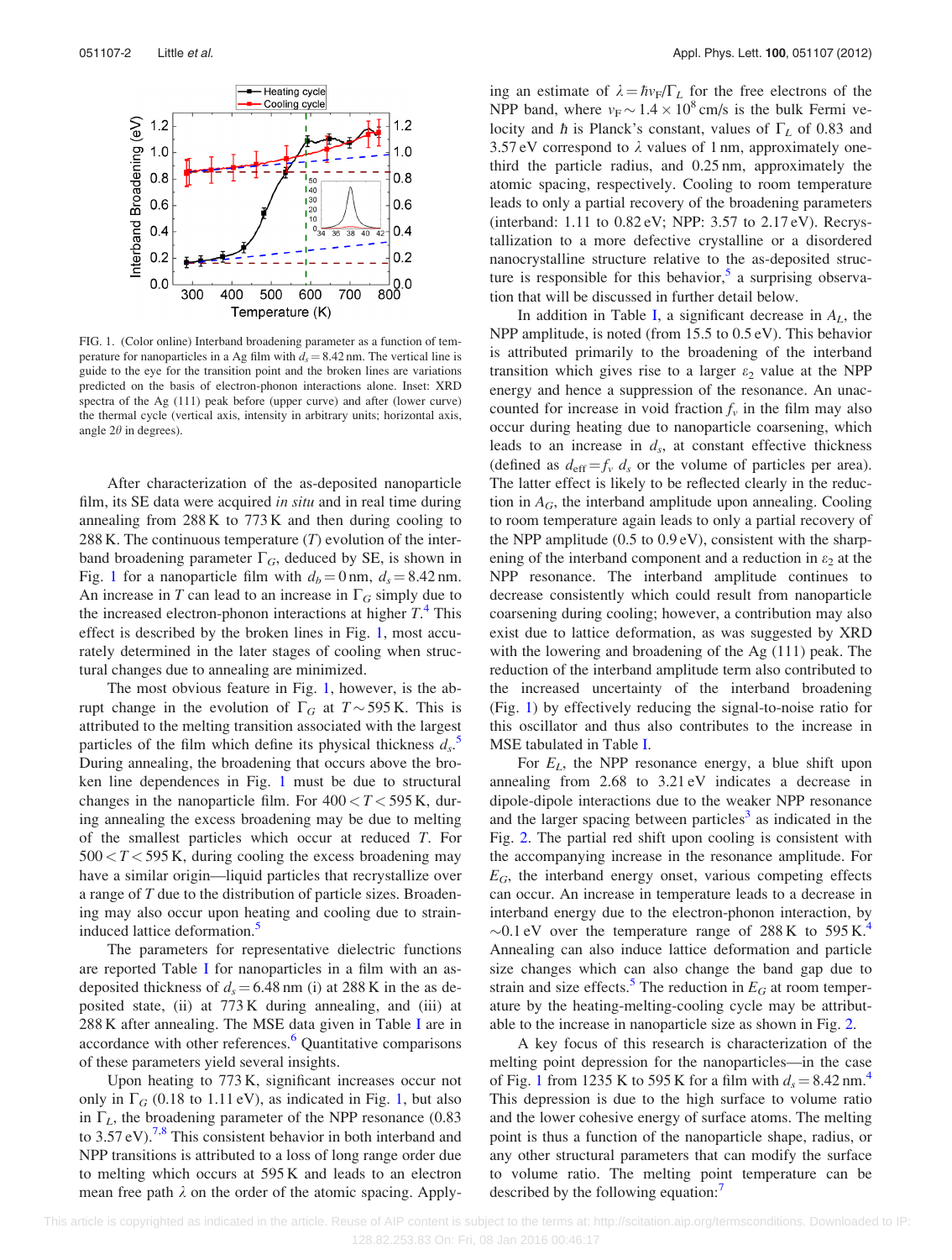FIG. 1. (Color online) Interband broadening parameter as a function of temperature for nanoparticles in a Ag film with $d_s = 8.42$ nm. The vertical line is guide to the eye for the transition point and the broken lines are variations predicted on the basis of electron-phonon interactions alone. Inset: XRD spectra of the Ag (111) peak before (upper curve) and after (lower curve) the thermal cycle (vertical axis, intensity in arbitrary units; horizontal axis, angle $2\theta$ in degrees).

After characterization of the as-deposited nanoparticle film, its SE data were acquired *in situ* and in real time during annealing from 288 K to 773 K and then during cooling to 288 K. The continuous temperature ($T$) evolution of the interband broadening parameter $\Gamma_G$, deduced by SE, is shown in Fig. 1 for a nanoparticle film with $d_b = 0$ nm, $d_s = 8.42$ nm. An increase in $T$ can lead to an increase in $\Gamma_G$ simply due to the increased electron-phonon interactions at higher $T$.[4] This effect is described by the broken lines in Fig. 1, most accurately determined in the later stages of cooling when structural changes due to annealing are minimized.

The most obvious feature in Fig. 1, however, is the abrupt change in the evolution of $\Gamma_G$ at $T \sim 595$ K. This is attributed to the melting transition associated with the largest particles of the film which define its physical thickness $d_s$.[5] During annealing, the broadening that occurs above the broken line dependences in Fig. 1 must be due to structural changes in the nanoparticle film. For $400 < T < 595$ K, during annealing the excess broadening may be due to melting of the smallest particles which occur at reduced $T$. For $500 < T < 595$ K, during cooling the excess broadening may have a similar origin—liquid particles that recrystallize over a range of $T$ due to the distribution of particle sizes. Broadening may also occur upon heating and cooling due to strain-induced lattice deformation.[5]

The parameters for representative dielectric functions are reported Table I for nanoparticles in a film with an as-deposited thickness of $d_s = 6.48$ nm (i) at 288 K in the as deposited state, (ii) at 773 K during annealing, and (iii) at 288 K after annealing. The MSE data given in Table I are in accordance with other references.[6] Quantitative comparisons of these parameters yield several insights.

Upon heating to 773 K, significant increases occur not only in $\Gamma_G$ (0.18 to 1.11 eV), as indicated in Fig. 1, but also in $\Gamma_L$, the broadening parameter of the NPP resonance (0.83 to 3.57 eV).[7,8] This consistent behavior in both interband and NPP transitions is attributed to a loss of long range order due to melting which occurs at 595 K and leads to an electron mean free path $\lambda$ on the order of the atomic spacing. Applying an estimate of $\lambda = \hbar v_F/\Gamma_L$ for the free electrons of the NPP band, where $v_F \sim 1.4 \times 10^8$ cm/s is the bulk Fermi velocity and $\hbar$ is Planck's constant, values of $\Gamma_L$ of 0.83 and 3.57 eV correspond to $\lambda$ values of 1 nm, approximately one-third the particle radius, and 0.25 nm, approximately the atomic spacing, respectively. Cooling to room temperature leads to only a partial recovery of the broadening parameters (interband: 1.11 to 0.82 eV; NPP: 3.57 to 2.17 eV). Recrystallization to a more defective crystalline or a disordered nanocrystalline structure relative to the as-deposited structure is responsible for this behavior,[5] a surprising observation that will be discussed in further detail below.

In addition in Table I, a significant decrease in $A_L$, the NPP amplitude, is noted (from 15.5 to 0.5 eV). This behavior is attributed primarily to the broadening of the interband transition which gives rise to a larger $\varepsilon_2$ value at the NPP energy and hence a suppression of the resonance. An unaccounted for increase in void fraction $f_v$ in the film may also occur during heating due to nanoparticle coarsening, which leads to an increase in $d_s$, at constant effective thickness (defined as $d_{\text{eff}} = f_v\ d_s$ or the volume of particles per area). The latter effect is likely to be reflected clearly in the reduction in $A_G$, the interband amplitude upon annealing. Cooling to room temperature again leads to only a partial recovery of the NPP amplitude (0.5 to 0.9 eV), consistent with the sharpening of the interband component and a reduction in $\varepsilon_2$ at the NPP resonance. The interband amplitude continues to decrease consistently which could result from nanoparticle coarsening during cooling; however, a contribution may also exist due to lattice deformation, as was suggested by XRD with the lowering and broadening of the Ag (111) peak. The reduction of the interband amplitude term also contributed to the increased uncertainty of the interband broadening (Fig. 1) by effectively reducing the signal-to-noise ratio for this oscillator and thus also contributes to the increase in MSE tabulated in Table I.

For $E_L$, the NPP resonance energy, a blue shift upon annealing from 2.68 to 3.21 eV indicates a decrease in dipole-dipole interactions due to the weaker NPP resonance and the larger spacing between particles[3] as indicated in the Fig. 2. The partial red shift upon cooling is consistent with the accompanying increase in the resonance amplitude. For $E_G$, the interband energy onset, various competing effects can occur. An increase in temperature leads to a decrease in interband energy due to the electron-phonon interaction, by $\sim$0.1 eV over the temperature range of 288 K to 595 K.[4] Annealing can also induce lattice deformation and particle size changes which can also change the band gap due to strain and size effects.[5] The reduction in $E_G$ at room temperature by the heating-melting-cooling cycle may be attributable to the increase in nanoparticle size as shown in Fig. 2.

A key focus of this research is characterization of the melting point depression for the nanoparticles—in the case of Fig. 1 from 1235 K to 595 K for a film with $d_s = 8.42$ nm.[4] This depression is due to the high surface to volume ratio and the lower cohesive energy of surface atoms. The melting point is thus a function of the nanoparticle shape, radius, or any other structural parameters that can modify the surface to volume ratio. The melting point temperature can be described by the following equation:[7]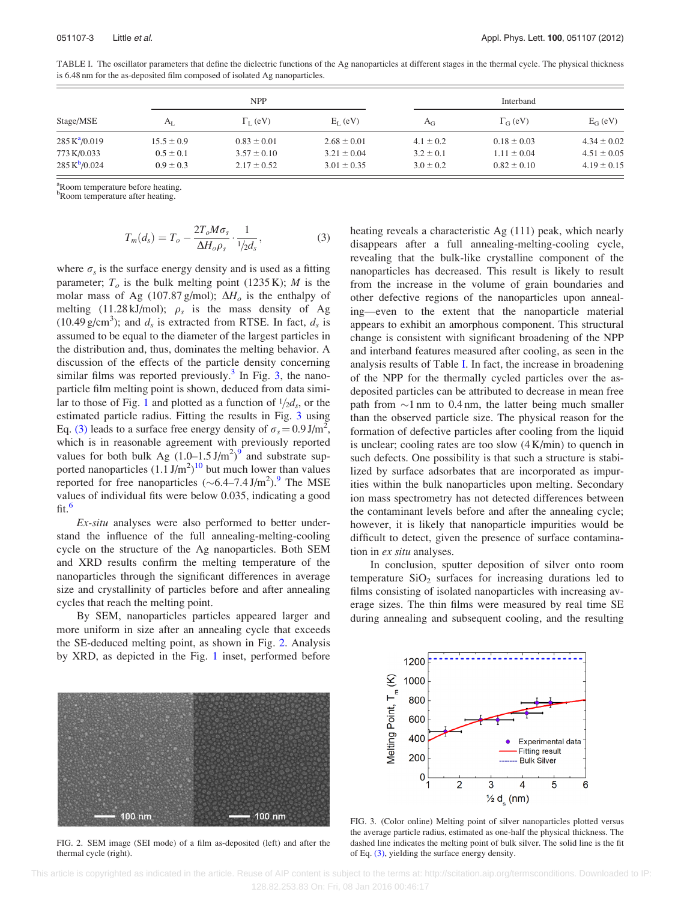TABLE I. The oscillator parameters that define the dielectric functions of the Ag nanoparticles at different stages in the thermal cycle. The physical thickness is 6.48 nm for the as-deposited film composed of isolated Ag nanoparticles.

| Stage/MSE | NPP | | | Interband | | |
|---|---|---|---|---|---|---|
| | $A_L$ | $\Gamma_L$ (eV) | $E_L$ (eV) | $A_G$ | $\Gamma_G$ (eV) | $E_G$ (eV) |
| 285 K[a]/0.019 | 15.5 ± 0.9 | 0.83 ± 0.01 | 2.68 ± 0.01 | 4.1 ± 0.2 | 0.18 ± 0.03 | 4.34 ± 0.02 |
| 773 K/0.033 | 0.5 ± 0.1 | 3.57 ± 0.10 | 3.21 ± 0.04 | 3.2 ± 0.1 | 1.11 ± 0.04 | 4.51 ± 0.05 |
| 285 K[b]/0.024 | 0.9 ± 0.3 | 2.17 ± 0.52 | 3.01 ± 0.35 | 3.0 ± 0.2 | 0.82 ± 0.10 | 4.19 ± 0.15 |

[a]Room temperature before heating.
[b]Room temperature after heating.

$$T_m(d_s) = T_o - \frac{2T_o M \sigma_s}{\Delta H_o \rho_s} \cdot \frac{1}{{}^1\!/_2 d_s}, \tag{3}$$

where $\sigma_s$ is the surface energy density and is used as a fitting parameter; $T_o$ is the bulk melting point (1235 K); $M$ is the molar mass of Ag (107.87 g/mol); $\Delta H_o$ is the enthalpy of melting (11.28 kJ/mol); $\rho_s$ is the mass density of Ag (10.49 g/cm$^3$); and $d_s$ is extracted from RTSE. In fact, $d_s$ is assumed to be equal to the diameter of the largest particles in the distribution and, thus, dominates the melting behavior. A discussion of the effects of the particle density concerning similar films was reported previously.[3] In Fig. 3, the nanoparticle film melting point is shown, deduced from data similar to those of Fig. 1 and plotted as a function of ${}^1\!/_2 d_s$, or the estimated particle radius. Fitting the results in Fig. 3 using Eq. (3) leads to a surface free energy density of $\sigma_s = 0.9$ J/m$^2$, which is in reasonable agreement with previously reported values for both bulk Ag (1.0–1.5 J/m$^2$)[9] and substrate supported nanoparticles (1.1 J/m$^2$)[10] but much lower than values reported for free nanoparticles (~6.4–7.4 J/m$^2$).[9] The MSE values of individual fits were below 0.035, indicating a good fit.[6]

*Ex-situ* analyses were also performed to better understand the influence of the full annealing-melting-cooling cycle on the structure of the Ag nanoparticles. Both SEM and XRD results confirm the melting temperature of the nanoparticles through the significant differences in average size and crystallinity of particles before and after annealing cycles that reach the melting point.

By SEM, nanoparticles particles appeared larger and more uniform in size after an annealing cycle that exceeds the SE-deduced melting point, as shown in Fig. 2. Analysis by XRD, as depicted in the Fig. 1 inset, performed before heating reveals a characteristic Ag (111) peak, which nearly disappears after a full annealing-melting-cooling cycle, revealing that the bulk-like crystalline component of the nanoparticles has decreased. This result is likely to result from the increase in the volume of grain boundaries and other defective regions of the nanoparticles upon annealing—even to the extent that the nanoparticle material appears to exhibit an amorphous component. This structural change is consistent with significant broadening of the NPP and interband features measured after cooling, as seen in the analysis results of Table I. In fact, the increase in broadening of the NPP for the thermally cycled particles over the as-deposited particles can be attributed to decrease in mean free path from ~1 nm to 0.4 nm, the latter being much smaller than the observed particle size. The physical reason for the formation of defective particles after cooling from the liquid is unclear; cooling rates are too slow (4 K/min) to quench in such defects. One possibility is that such a structure is stabilized by surface adsorbates that are incorporated as impurities within the bulk nanoparticles upon melting. Secondary ion mass spectrometry has not detected differences between the contaminant levels before and after the annealing cycle; however, it is likely that nanoparticle impurities would be difficult to detect, given the presence of surface contamination in *ex situ* analyses.

In conclusion, sputter deposition of silver onto room temperature $SiO_2$ surfaces for increasing durations led to films consisting of isolated nanoparticles with increasing average sizes. The thin films were measured by real time SE during annealing and subsequent cooling, and the resulting

FIG. 2. SEM image (SEI mode) of a film as-deposited (left) and after the thermal cycle (right).

FIG. 3. (Color online) Melting point of silver nanoparticles plotted versus the average particle radius, estimated as one-half the physical thickness. The dashed line indicates the melting point of bulk silver. The solid line is the fit of Eq. (3), yielding the surface energy density.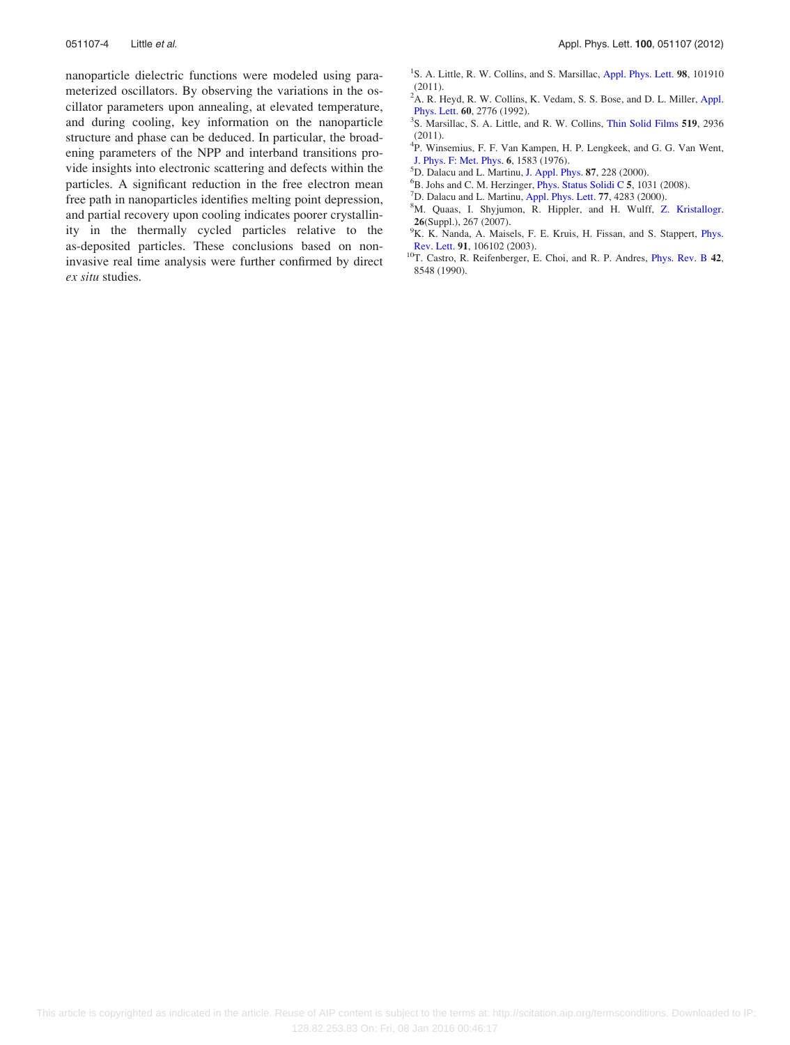nanoparticle dielectric functions were modeled using parameterized oscillators. By observing the variations in the oscillator parameters upon annealing, at elevated temperature, and during cooling, key information on the nanoparticle structure and phase can be deduced. In particular, the broadening parameters of the NPP and interband transitions provide insights into electronic scattering and defects within the particles. A significant reduction in the free electron mean free path in nanoparticles identifies melting point depression, and partial recovery upon cooling indicates poorer crystallinity in the thermally cycled particles relative to the as-deposited particles. These conclusions based on non-invasive real time analysis were further confirmed by direct *ex situ* studies.

[1] S. A. Little, R. W. Collins, and S. Marsillac, Appl. Phys. Lett. **98**, 101910 (2011).

[2] A. R. Heyd, R. W. Collins, K. Vedam, S. S. Bose, and D. L. Miller, Appl. Phys. Lett. **60**, 2776 (1992).

[3] S. Marsillac, S. A. Little, and R. W. Collins, Thin Solid Films **519**, 2936 (2011).

[4] P. Winsemius, F. F. Van Kampen, H. P. Lengkeek, and G. G. Van Went, J. Phys. F: Met. Phys. **6**, 1583 (1976).

[5] D. Dalacu and L. Martinu, J. Appl. Phys. **87**, 228 (2000).

[6] B. Johs and C. M. Herzinger, Phys. Status Solidi C **5**, 1031 (2008).

[7] D. Dalacu and L. Martinu, Appl. Phys. Lett. **77**, 4283 (2000).

[8] M. Quaas, I. Shyjumon, R. Hippler, and H. Wulff, Z. Kristallogr. **26**(Suppl.), 267 (2007).

[9] K. K. Nanda, A. Maisels, F. E. Kruis, H. Fissan, and S. Stappert, Phys. Rev. Lett. **91**, 106102 (2003).

[10] T. Castro, R. Reifenberger, E. Choi, and R. P. Andres, Phys. Rev. B **42**, 8548 (1990).